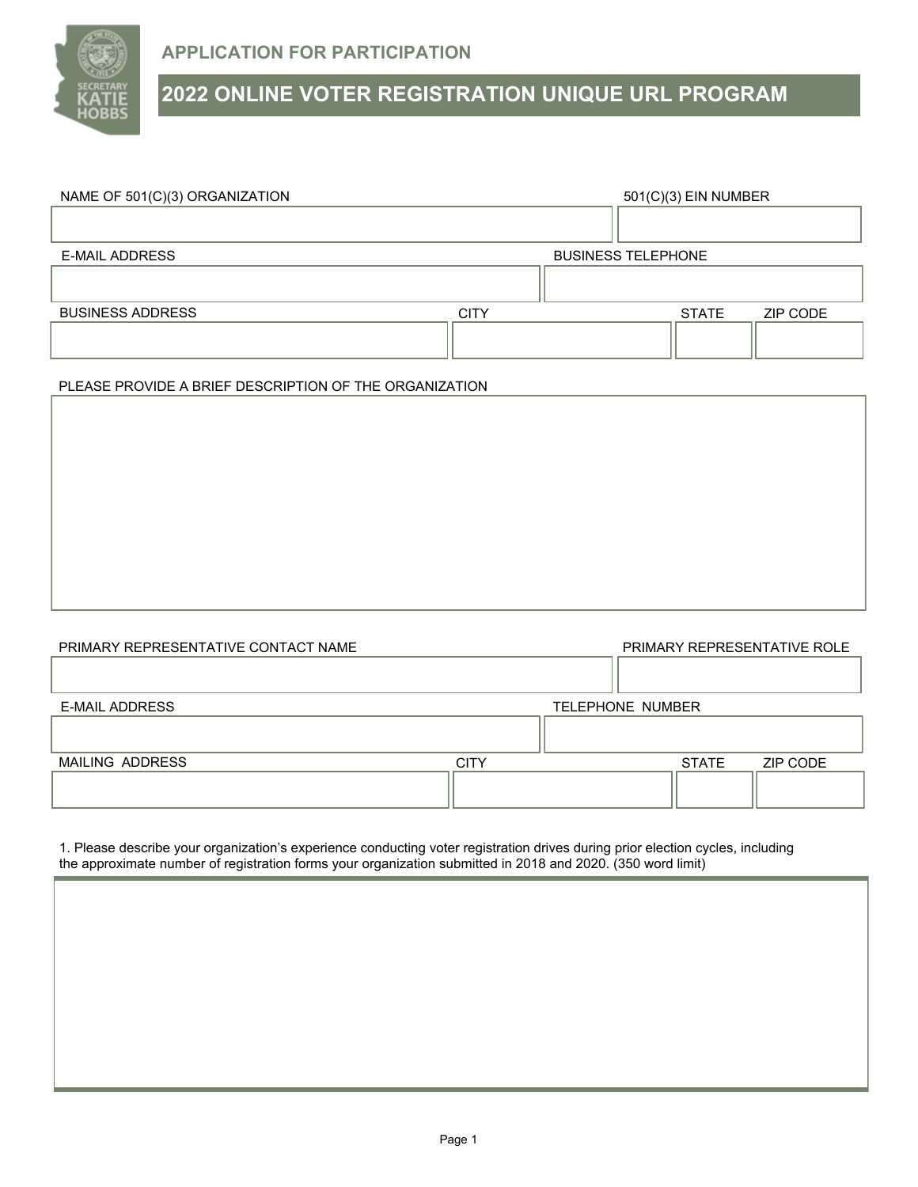## APPLICATION FOR PARTICIPATION

# 2022 ONLINE VOTER REGISTRATION UNIQUE URL PROGRAM

| NAME OF 501(C)(3) ORGANIZATION | 501(C)(3) EIN NUMBER |
| --- | --- |
| | |

| E-MAIL ADDRESS | BUSINESS TELEPHONE |
| --- | --- |
| | |

| BUSINESS ADDRESS | CITY | STATE | ZIP CODE |
| --- | --- | --- | --- |
| | | | |

PLEASE PROVIDE A BRIEF DESCRIPTION OF THE ORGANIZATION

| PRIMARY REPRESENTATIVE CONTACT NAME | PRIMARY REPRESENTATIVE ROLE |
| --- | --- |
| | |

| E-MAIL ADDRESS | TELEPHONE NUMBER |
| --- | --- |
| | |

| MAILING ADDRESS | CITY | STATE | ZIP CODE |
| --- | --- | --- | --- |
| | | | |

1. Please describe your organization's experience conducting voter registration drives during prior election cycles, including the approximate number of registration forms your organization submitted in 2018 and 2020. (350 word limit)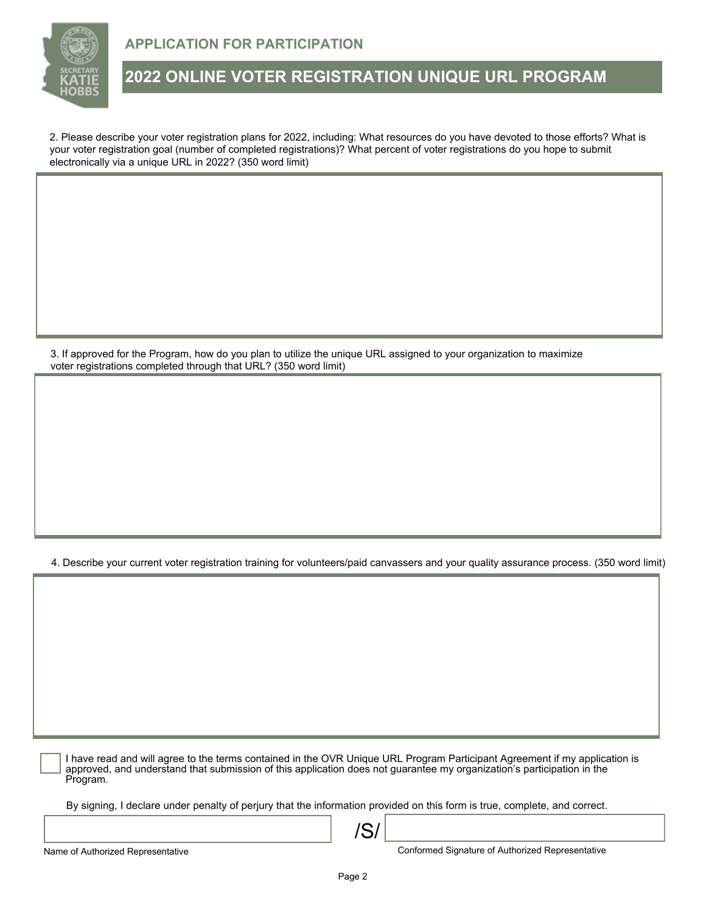## APPLICATION FOR PARTICIPATION

# 2022 ONLINE VOTER REGISTRATION UNIQUE URL PROGRAM

2. Please describe your voter registration plans for 2022, including: What resources do you have devoted to those efforts? What is your voter registration goal (number of completed registrations)? What percent of voter registrations do you hope to submit electronically via a unique URL in 2022? (350 word limit)

3. If approved for the Program, how do you plan to utilize the unique URL assigned to your organization to maximize voter registrations completed through that URL? (350 word limit)

4. Describe your current voter registration training for volunteers/paid canvassers and your quality assurance process. (350 word limit)

☐ I have read and will agree to the terms contained in the OVR Unique URL Program Participant Agreement if my application is approved, and understand that submission of this application does not guarantee my organization's participation in the Program.

By signing, I declare under penalty of perjury that the information provided on this form is true, complete, and correct.

Name of Authorized Representative

/S/

Conformed Signature of Authorized Representative